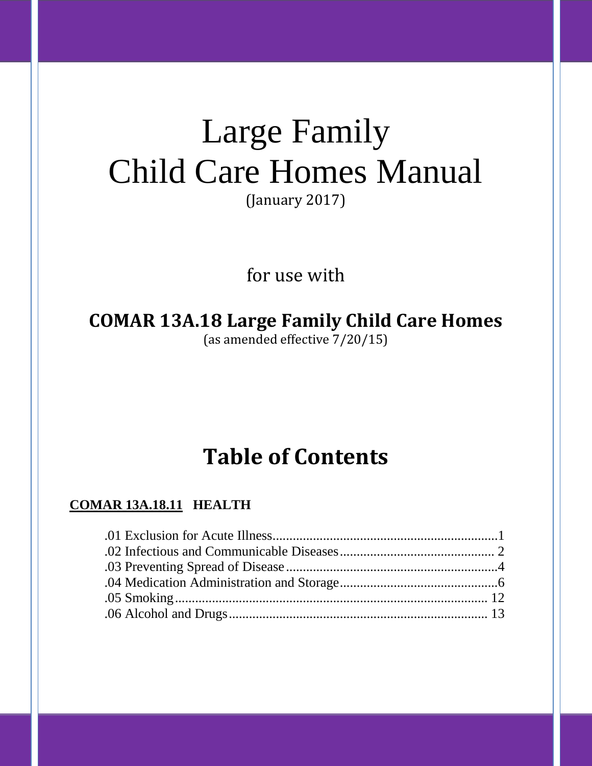# Large Family Child Care Homes Manual

(January 2017)

for use with

**COMAR 13A.18 Large Family Child Care Homes**

(as amended effective 7/20/15)

## Table of Contents

**<u>COMAR 13A.18.11</u> HEALTH**

.01 Exclusion for Acute Illness....................................................................1
.02 Infectious and Communicable Diseases............................................. 2
.03 Preventing Spread of Disease...............................................................4
.04 Medication Administration and Storage...............................................6
.05 Smoking.............................................................................................. 12
.06 Alcohol and Drugs.............................................................................. 13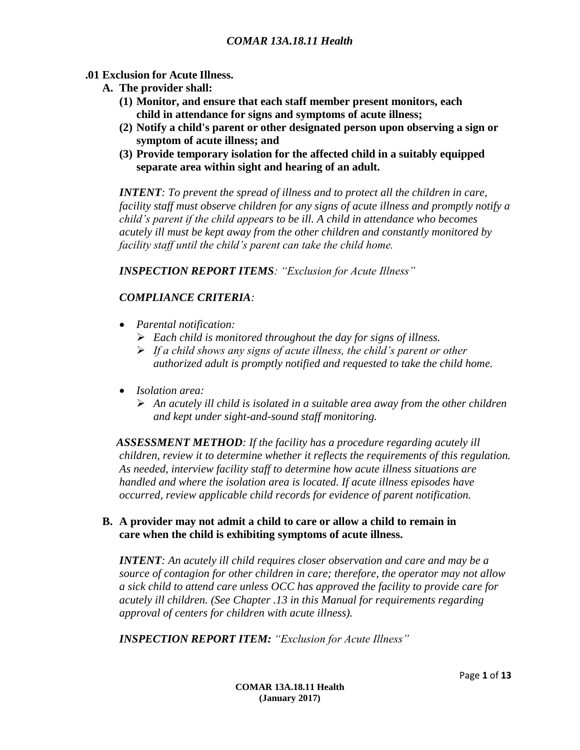**.01 Exclusion for Acute Illness.**

**A. The provider shall:**

**(1) Monitor, and ensure that each staff member present monitors, each child in attendance for signs and symptoms of acute illness;**

**(2) Notify a child's parent or other designated person upon observing a sign or symptom of acute illness; and**

**(3) Provide temporary isolation for the affected child in a suitably equipped separate area within sight and hearing of an adult.**

***INTENT****: To prevent the spread of illness and to protect all the children in care, facility staff must observe children for any signs of acute illness and promptly notify a child's parent if the child appears to be ill. A child in attendance who becomes acutely ill must be kept away from the other children and constantly monitored by facility staff until the child's parent can take the child home.*

***INSPECTION REPORT ITEMS****: "Exclusion for Acute Illness"*

***COMPLIANCE CRITERIA****:*

- *Parental notification:*
  - *Each child is monitored throughout the day for signs of illness.*
  - *If a child shows any signs of acute illness, the child's parent or other authorized adult is promptly notified and requested to take the child home.*
- *Isolation area:*
  - *An acutely ill child is isolated in a suitable area away from the other children and kept under sight-and-sound staff monitoring.*

***ASSESSMENT METHOD****: If the facility has a procedure regarding acutely ill children, review it to determine whether it reflects the requirements of this regulation. As needed, interview facility staff to determine how acute illness situations are handled and where the isolation area is located. If acute illness episodes have occurred, review applicable child records for evidence of parent notification.*

**B. A provider may not admit a child to care or allow a child to remain in care when the child is exhibiting symptoms of acute illness.**

***INTENT****: An acutely ill child requires closer observation and care and may be a source of contagion for other children in care; therefore, the operator may not allow a sick child to attend care unless OCC has approved the facility to provide care for acutely ill children. (See Chapter .13 in this Manual for requirements regarding approval of centers for children with acute illness).*

***INSPECTION REPORT ITEM:*** *"Exclusion for Acute Illness"*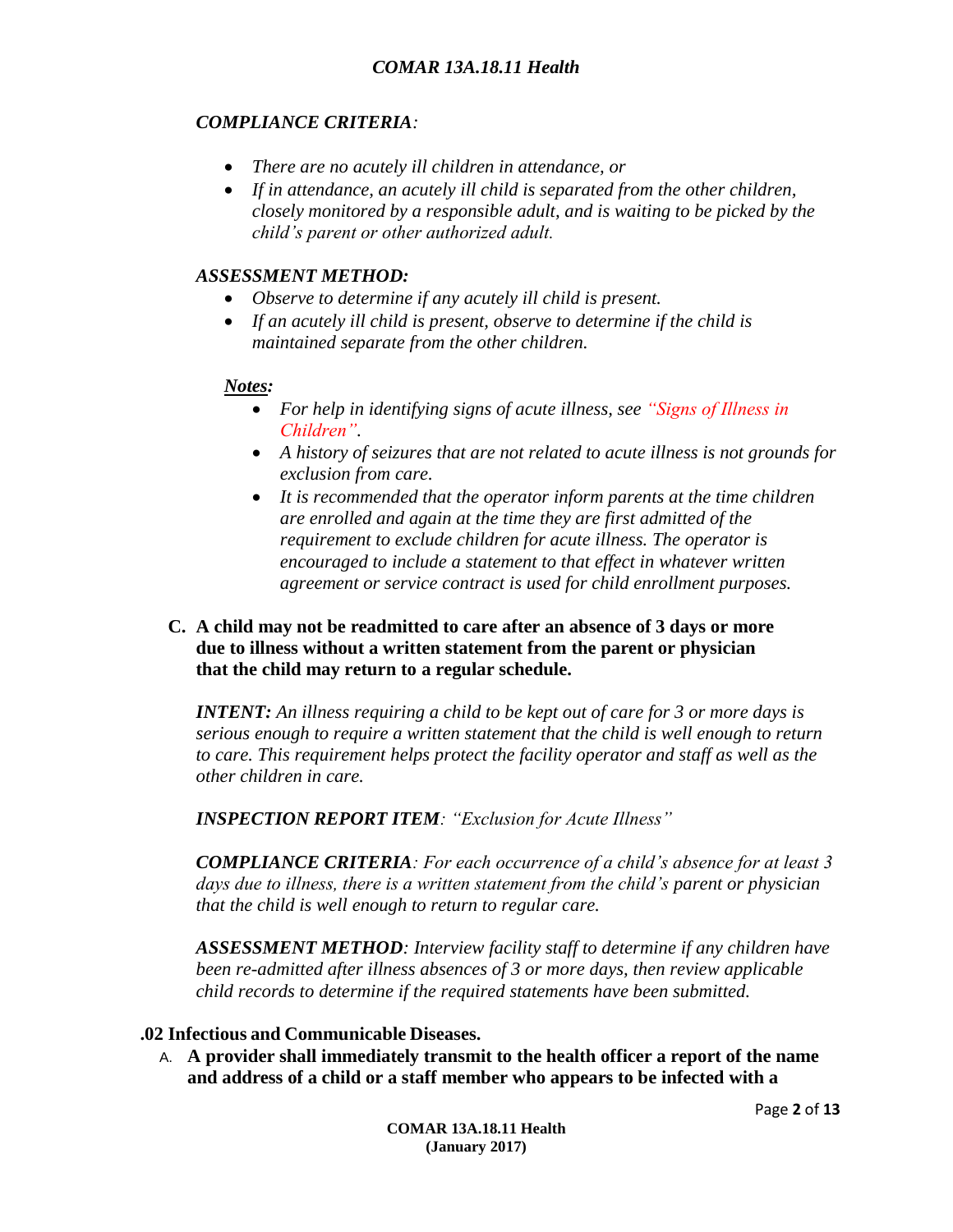*COMPLIANCE CRITERIA:*

- *There are no acutely ill children in attendance, or*
- *If in attendance, an acutely ill child is separated from the other children, closely monitored by a responsible adult, and is waiting to be picked by the child's parent or other authorized adult.*

*ASSESSMENT METHOD:*

- *Observe to determine if any acutely ill child is present.*
- *If an acutely ill child is present, observe to determine if the child is maintained separate from the other children.*

***Notes:***

- *For help in identifying signs of acute illness, see "Signs of Illness in Children".*
- *A history of seizures that are not related to acute illness is not grounds for exclusion from care.*
- *It is recommended that the operator inform parents at the time children are enrolled and again at the time they are first admitted of the requirement to exclude children for acute illness. The operator is encouraged to include a statement to that effect in whatever written agreement or service contract is used for child enrollment purposes.*

**C. A child may not be readmitted to care after an absence of 3 days or more due to illness without a written statement from the parent or physician that the child may return to a regular schedule.**

***INTENT:*** *An illness requiring a child to be kept out of care for 3 or more days is serious enough to require a written statement that the child is well enough to return to care. This requirement helps protect the facility operator and staff as well as the other children in care.*

***INSPECTION REPORT ITEM****: "Exclusion for Acute Illness"*

***COMPLIANCE CRITERIA****: For each occurrence of a child's absence for at least 3 days due to illness, there is a written statement from the child's parent or physician that the child is well enough to return to regular care.*

***ASSESSMENT METHOD****: Interview facility staff to determine if any children have been re-admitted after illness absences of 3 or more days, then review applicable child records to determine if the required statements have been submitted.*

**.02 Infectious and Communicable Diseases.**

A. **A provider shall immediately transmit to the health officer a report of the name and address of a child or a staff member who appears to be infected with a**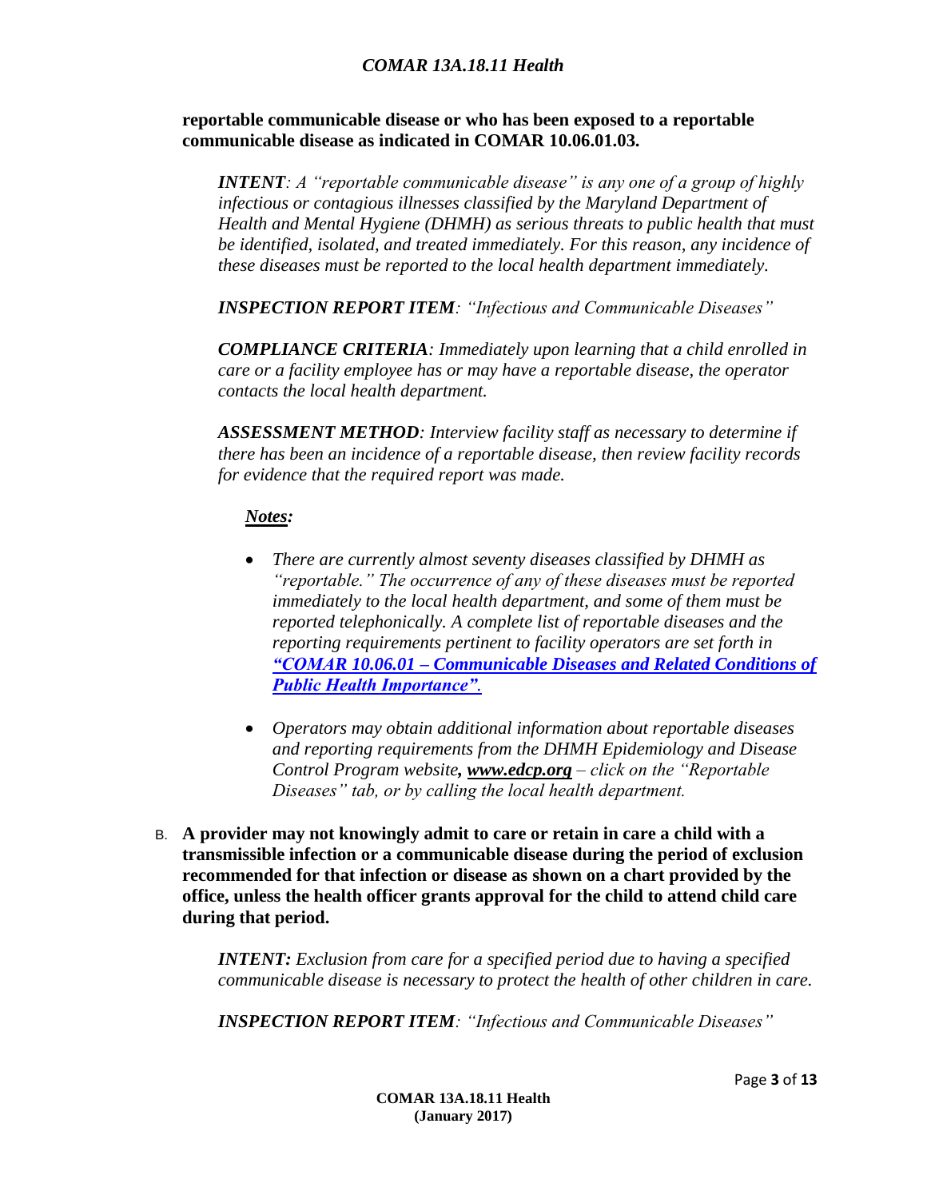**reportable communicable disease or who has been exposed to a reportable communicable disease as indicated in COMAR 10.06.01.03.**

> ***INTENT***: *A "reportable communicable disease" is any one of a group of highly infectious or contagious illnesses classified by the Maryland Department of Health and Mental Hygiene (DHMH) as serious threats to public health that must be identified, isolated, and treated immediately. For this reason, any incidence of these diseases must be reported to the local health department immediately.*
>
> ***INSPECTION REPORT ITEM***: *"Infectious and Communicable Diseases"*
>
> ***COMPLIANCE CRITERIA***: *Immediately upon learning that a child enrolled in care or a facility employee has or may have a reportable disease, the operator contacts the local health department.*
>
> ***ASSESSMENT METHOD***: *Interview facility staff as necessary to determine if there has been an incidence of a reportable disease, then review facility records for evidence that the required report was made.*
>
> ***Notes:***
>
> - *There are currently almost seventy diseases classified by DHMH as "reportable." The occurrence of any of these diseases must be reported immediately to the local health department, and some of them must be reported telephonically. A complete list of reportable diseases and the reporting requirements pertinent to facility operators are set forth in **"COMAR 10.06.01 – Communicable Diseases and Related Conditions of Public Health Importance".***
> - *Operators may obtain additional information about reportable diseases and reporting requirements from the DHMH Epidemiology and Disease Control Program website, **www.edcp.org** – click on the "Reportable Diseases" tab, or by calling the local health department.*

B. **A provider may not knowingly admit to care or retain in care a child with a transmissible infection or a communicable disease during the period of exclusion recommended for that infection or disease as shown on a chart provided by the office, unless the health officer grants approval for the child to attend child care during that period.**

> ***INTENT:*** *Exclusion from care for a specified period due to having a specified communicable disease is necessary to protect the health of other children in care.*
>
> ***INSPECTION REPORT ITEM***: *"Infectious and Communicable Diseases"*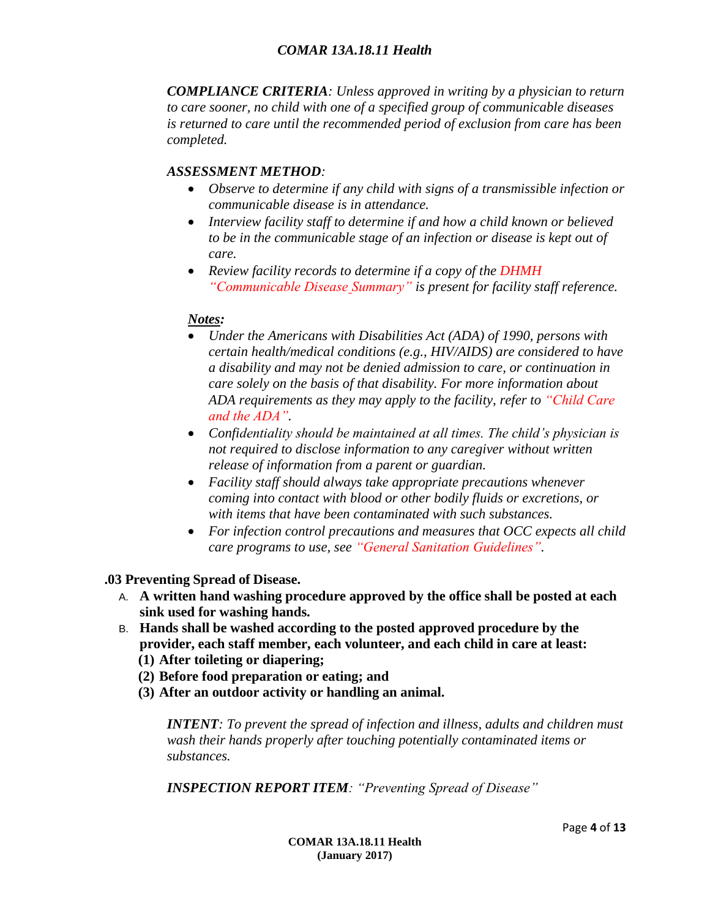***COMPLIANCE CRITERIA**: Unless approved in writing by a physician to return to care sooner, no child with one of a specified group of communicable diseases is returned to care until the recommended period of exclusion from care has been completed.*

***ASSESSMENT METHOD**:*

- *Observe to determine if any child with signs of a transmissible infection or communicable disease is in attendance.*
- *Interview facility staff to determine if and how a child known or believed to be in the communicable stage of an infection or disease is kept out of care.*
- *Review facility records to determine if a copy of the DHMH "Communicable Disease Summary" is present for facility staff reference.*

***Notes:***

- *Under the Americans with Disabilities Act (ADA) of 1990, persons with certain health/medical conditions (e.g., HIV/AIDS) are considered to have a disability and may not be denied admission to care, or continuation in care solely on the basis of that disability. For more information about ADA requirements as they may apply to the facility, refer to "Child Care and the ADA".*
- *Confidentiality should be maintained at all times. The child's physician is not required to disclose information to any caregiver without written release of information from a parent or guardian.*
- *Facility staff should always take appropriate precautions whenever coming into contact with blood or other bodily fluids or excretions, or with items that have been contaminated with such substances.*
- *For infection control precautions and measures that OCC expects all child care programs to use, see "General Sanitation Guidelines".*

**.03 Preventing Spread of Disease.**

A. **A written hand washing procedure approved by the office shall be posted at each sink used for washing hands.**

B. **Hands shall be washed according to the posted approved procedure by the provider, each staff member, each volunteer, and each child in care at least:**
   **(1) After toileting or diapering;**
   **(2) Before food preparation or eating; and**
   **(3) After an outdoor activity or handling an animal.**

***INTENT**: To prevent the spread of infection and illness, adults and children must wash their hands properly after touching potentially contaminated items or substances.*

***INSPECTION REPORT ITEM**: "Preventing Spread of Disease"*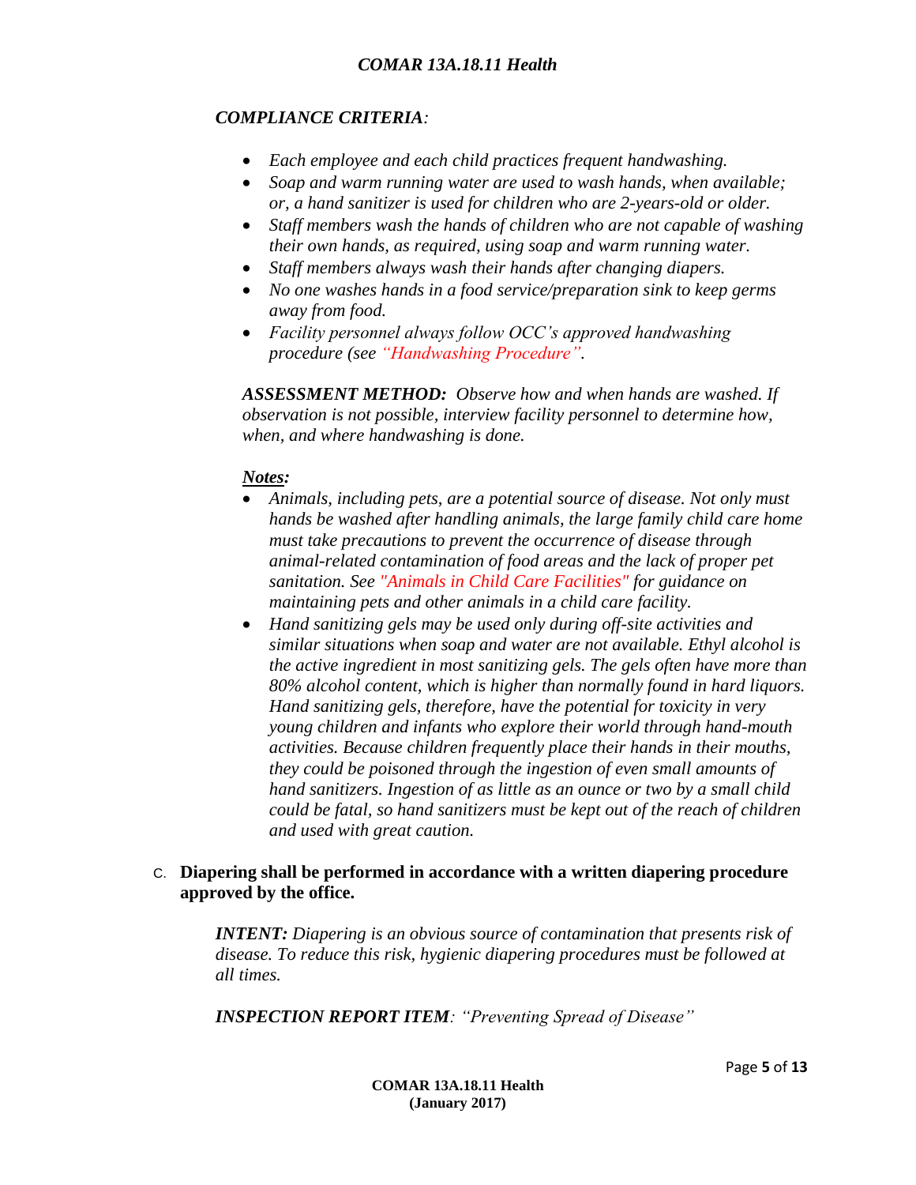*COMPLIANCE CRITERIA:*

- *Each employee and each child practices frequent handwashing.*
- *Soap and warm running water are used to wash hands, when available; or, a hand sanitizer is used for children who are 2-years-old or older.*
- *Staff members wash the hands of children who are not capable of washing their own hands, as required, using soap and warm running water.*
- *Staff members always wash their hands after changing diapers.*
- *No one washes hands in a food service/preparation sink to keep germs away from food.*
- *Facility personnel always follow OCC's approved handwashing procedure (see "Handwashing Procedure".*

***ASSESSMENT METHOD:*** *Observe how and when hands are washed. If observation is not possible, interview facility personnel to determine how, when, and where handwashing is done.*

***Notes:***

- *Animals, including pets, are a potential source of disease. Not only must hands be washed after handling animals, the large family child care home must take precautions to prevent the occurrence of disease through animal-related contamination of food areas and the lack of proper pet sanitation. See "Animals in Child Care Facilities" for guidance on maintaining pets and other animals in a child care facility.*
- *Hand sanitizing gels may be used only during off-site activities and similar situations when soap and water are not available. Ethyl alcohol is the active ingredient in most sanitizing gels. The gels often have more than 80% alcohol content, which is higher than normally found in hard liquors. Hand sanitizing gels, therefore, have the potential for toxicity in very young children and infants who explore their world through hand-mouth activities. Because children frequently place their hands in their mouths, they could be poisoned through the ingestion of even small amounts of hand sanitizers. Ingestion of as little as an ounce or two by a small child could be fatal, so hand sanitizers must be kept out of the reach of children and used with great caution.*

C. **Diapering shall be performed in accordance with a written diapering procedure approved by the office.**

***INTENT:*** *Diapering is an obvious source of contamination that presents risk of disease. To reduce this risk, hygienic diapering procedures must be followed at all times.*

***INSPECTION REPORT ITEM****: "Preventing Spread of Disease"*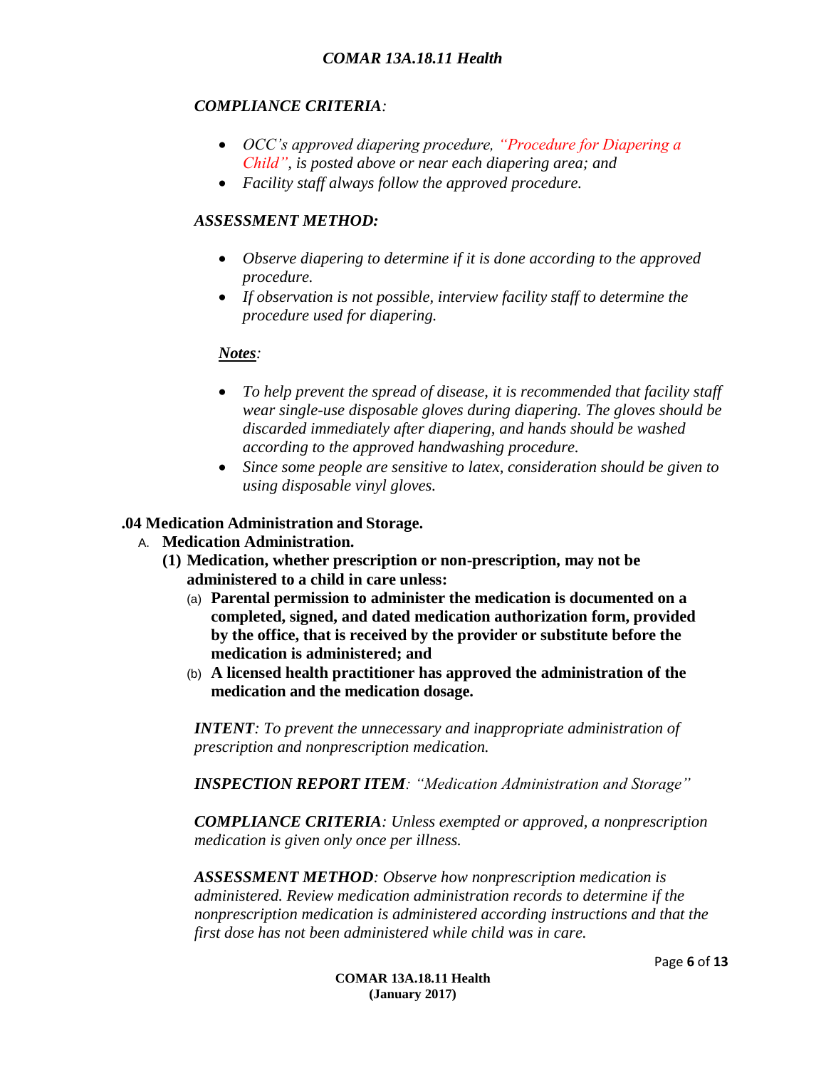*COMPLIANCE CRITERIA:*

- *OCC's approved diapering procedure, "Procedure for Diapering a Child", is posted above or near each diapering area; and*
- *Facility staff always follow the approved procedure.*

***ASSESSMENT METHOD:***

- *Observe diapering to determine if it is done according to the approved procedure.*
- *If observation is not possible, interview facility staff to determine the procedure used for diapering.*

***Notes:***

- *To help prevent the spread of disease, it is recommended that facility staff wear single-use disposable gloves during diapering. The gloves should be discarded immediately after diapering, and hands should be washed according to the approved handwashing procedure.*
- *Since some people are sensitive to latex, consideration should be given to using disposable vinyl gloves.*

**.04 Medication Administration and Storage.**

A. **Medication Administration.**

**(1) Medication, whether prescription or non-prescription, may not be administered to a child in care unless:**

(a) **Parental permission to administer the medication is documented on a completed, signed, and dated medication authorization form, provided by the office, that is received by the provider or substitute before the medication is administered; and**

(b) **A licensed health practitioner has approved the administration of the medication and the medication dosage.**

***INTENT**: To prevent the unnecessary and inappropriate administration of prescription and nonprescription medication.*

***INSPECTION REPORT ITEM**: "Medication Administration and Storage"*

***COMPLIANCE CRITERIA**: Unless exempted or approved, a nonprescription medication is given only once per illness.*

***ASSESSMENT METHOD**: Observe how nonprescription medication is administered. Review medication administration records to determine if the nonprescription medication is administered according instructions and that the first dose has not been administered while child was in care.*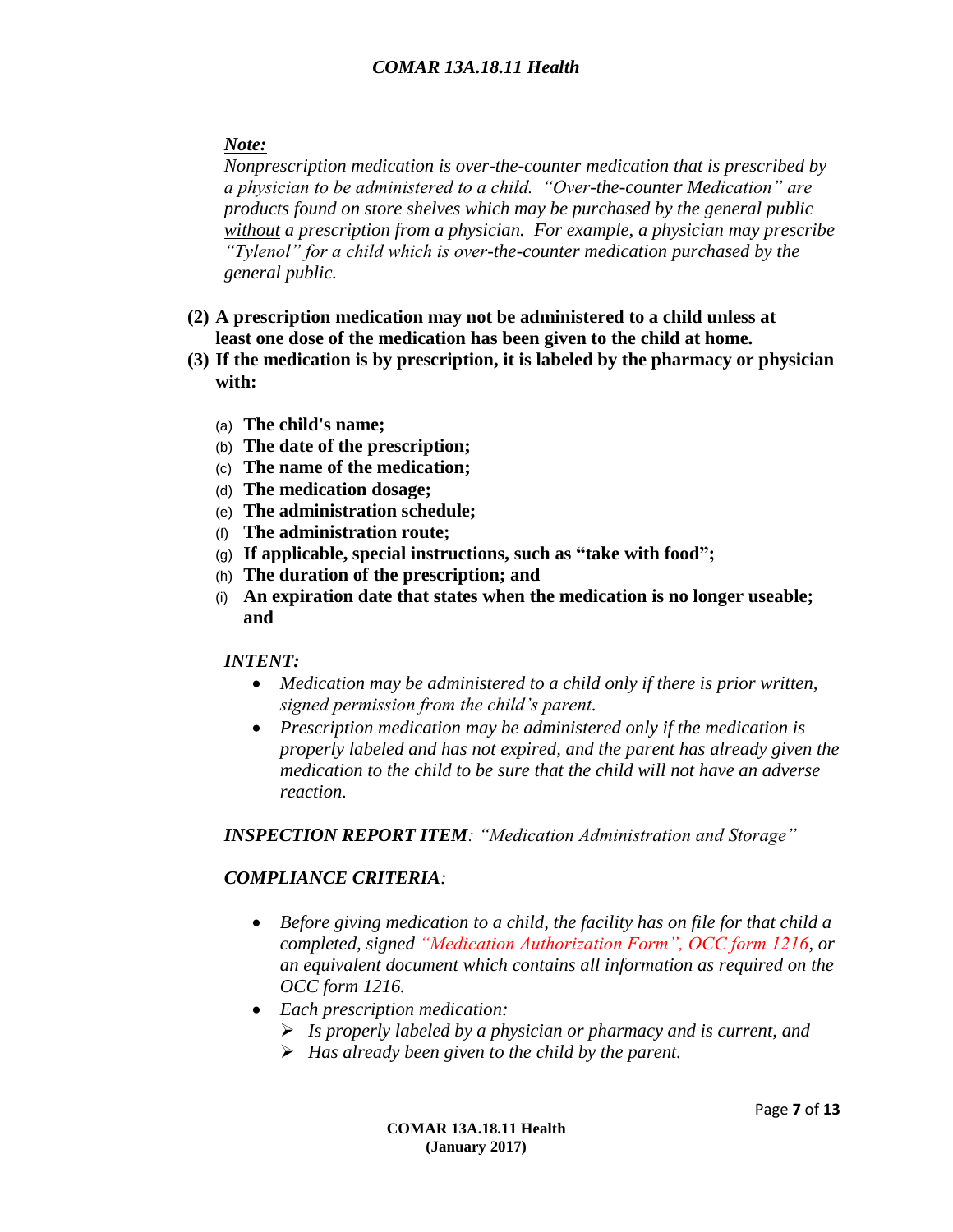*__Note:__*

*Nonprescription medication is over-the-counter medication that is prescribed by a physician to be administered to a child. "Over-the-counter Medication" are products found on store shelves which may be purchased by the general public <u>without</u> a prescription from a physician. For example, a physician may prescribe "Tylenol" for a child which is over-the-counter medication purchased by the general public.*

**(2) A prescription medication may not be administered to a child unless at least one dose of the medication has been given to the child at home.**

**(3) If the medication is by prescription, it is labeled by the pharmacy or physician with:**

- (a) **The child's name;**
- (b) **The date of the prescription;**
- (c) **The name of the medication;**
- (d) **The medication dosage;**
- (e) **The administration schedule;**
- (f) **The administration route;**
- (g) **If applicable, special instructions, such as "take with food";**
- (h) **The duration of the prescription; and**
- (i) **An expiration date that states when the medication is no longer useable; and**

***INTENT:***

- *Medication may be administered to a child only if there is prior written, signed permission from the child's parent.*
- *Prescription medication may be administered only if the medication is properly labeled and has not expired, and the parent has already given the medication to the child to be sure that the child will not have an adverse reaction.*

***INSPECTION REPORT ITEM**: "Medication Administration and Storage"*

***COMPLIANCE CRITERIA**:*

- *Before giving medication to a child, the facility has on file for that child a completed, signed "Medication Authorization Form", OCC form 1216, or an equivalent document which contains all information as required on the OCC form 1216.*
- *Each prescription medication:*
  - *Is properly labeled by a physician or pharmacy and is current, and*
  - *Has already been given to the child by the parent.*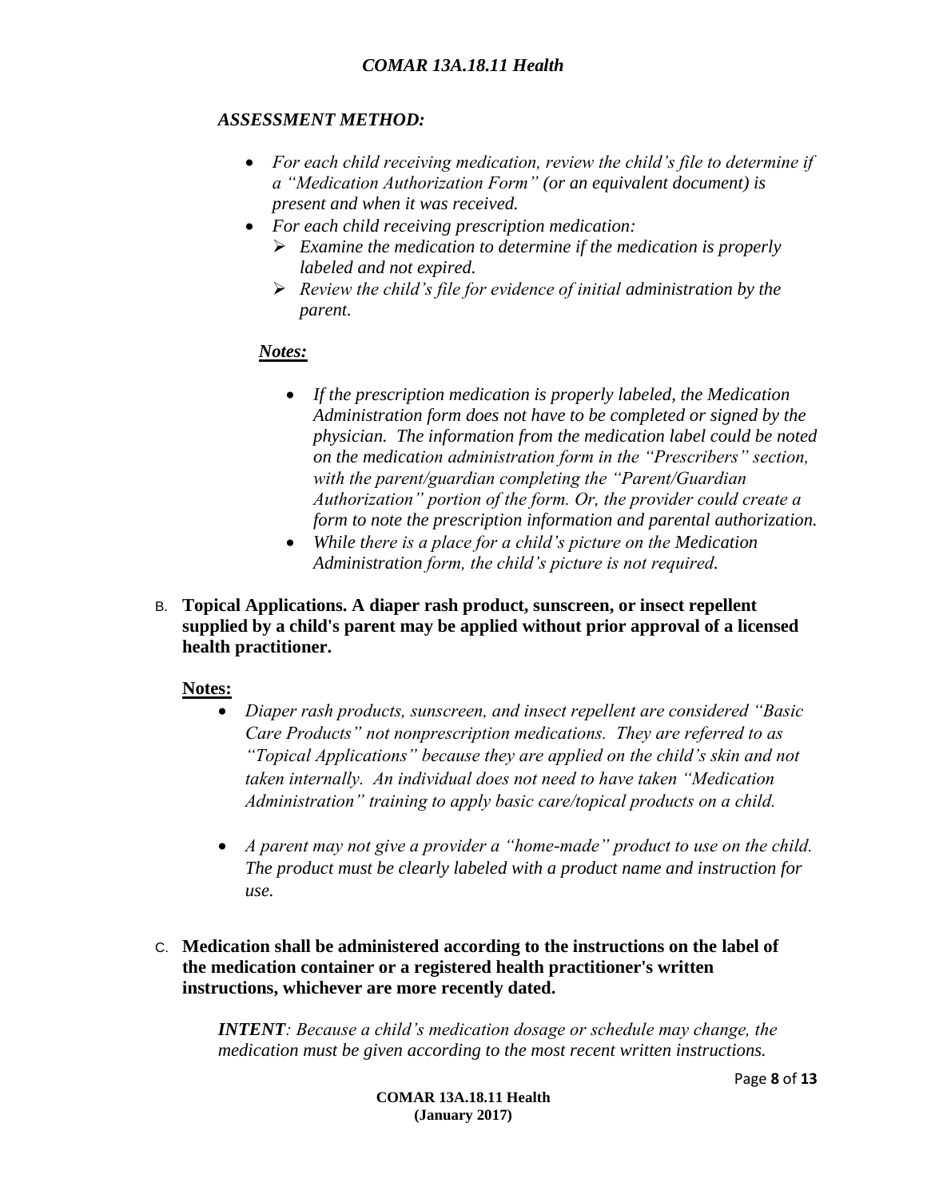*ASSESSMENT METHOD:*

- *For each child receiving medication, review the child's file to determine if a "Medication Authorization Form" (or an equivalent document) is present and when it was received.*
- *For each child receiving prescription medication:*
  - *Examine the medication to determine if the medication is properly labeled and not expired.*
  - *Review the child's file for evidence of initial administration by the parent.*

***Notes:***

- *If the prescription medication is properly labeled, the Medication Administration form does not have to be completed or signed by the physician. The information from the medication label could be noted on the medication administration form in the "Prescribers" section, with the parent/guardian completing the "Parent/Guardian Authorization" portion of the form. Or, the provider could create a form to note the prescription information and parental authorization.*
- *While there is a place for a child's picture on the Medication Administration form, the child's picture is not required.*

B. **Topical Applications. A diaper rash product, sunscreen, or insect repellent supplied by a child's parent may be applied without prior approval of a licensed health practitioner.**

**Notes:**

- *Diaper rash products, sunscreen, and insect repellent are considered "Basic Care Products" not nonprescription medications. They are referred to as "Topical Applications" because they are applied on the child's skin and not taken internally. An individual does not need to have taken "Medication Administration" training to apply basic care/topical products on a child.*
- *A parent may not give a provider a "home-made" product to use on the child. The product must be clearly labeled with a product name and instruction for use.*

C. **Medication shall be administered according to the instructions on the label of the medication container or a registered health practitioner's written instructions, whichever are more recently dated.**

***INTENT****: Because a child's medication dosage or schedule may change, the medication must be given according to the most recent written instructions.*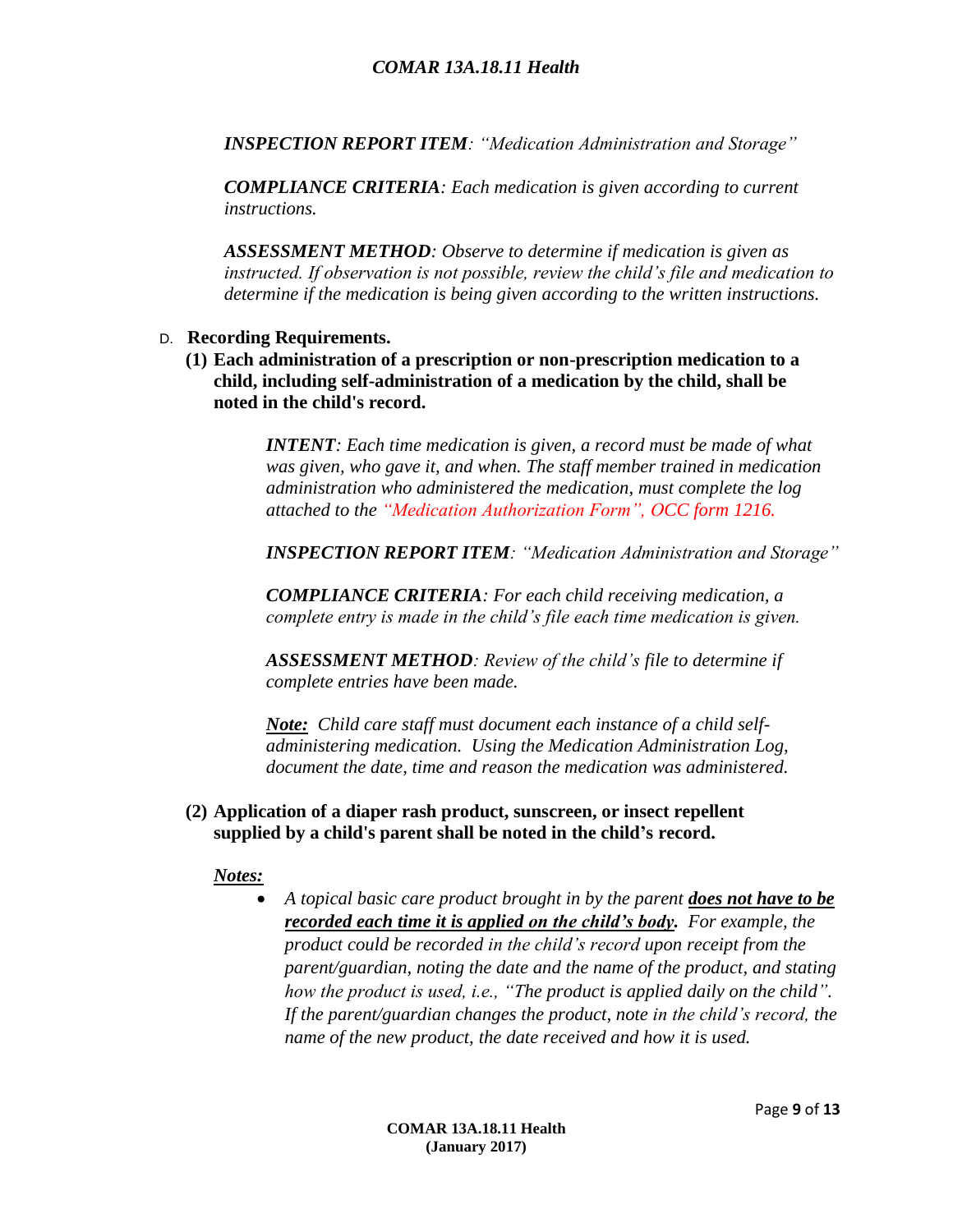*__INSPECTION REPORT ITEM__: "Medication Administration and Storage"*

*__COMPLIANCE CRITERIA__: Each medication is given according to current instructions.*

*__ASSESSMENT METHOD__: Observe to determine if medication is given as instructed. If observation is not possible, review the child's file and medication to determine if the medication is being given according to the written instructions.*

D. **Recording Requirements.**

**(1) Each administration of a prescription or non-prescription medication to a child, including self-administration of a medication by the child, shall be noted in the child's record.**

*__INTENT__: Each time medication is given, a record must be made of what was given, who gave it, and when. The staff member trained in medication administration who administered the medication, must complete the log attached to the "Medication Authorization Form", OCC form 1216.*

*__INSPECTION REPORT ITEM__: "Medication Administration and Storage"*

*__COMPLIANCE CRITERIA__: For each child receiving medication, a complete entry is made in the child's file each time medication is given.*

*__ASSESSMENT METHOD__: Review of the child's file to determine if complete entries have been made.*

*__Note:__ Child care staff must document each instance of a child self-administering medication. Using the Medication Administration Log, document the date, time and reason the medication was administered.*

**(2) Application of a diaper rash product, sunscreen, or insect repellent supplied by a child's parent shall be noted in the child's record.**

***Notes:***

- *A topical basic care product brought in by the parent __does not have to be recorded each time it is applied on the child's body.__ For example, the product could be recorded in the child's record upon receipt from the parent/guardian, noting the date and the name of the product, and stating how the product is used, i.e., "The product is applied daily on the child". If the parent/guardian changes the product, note in the child's record, the name of the new product, the date received and how it is used.*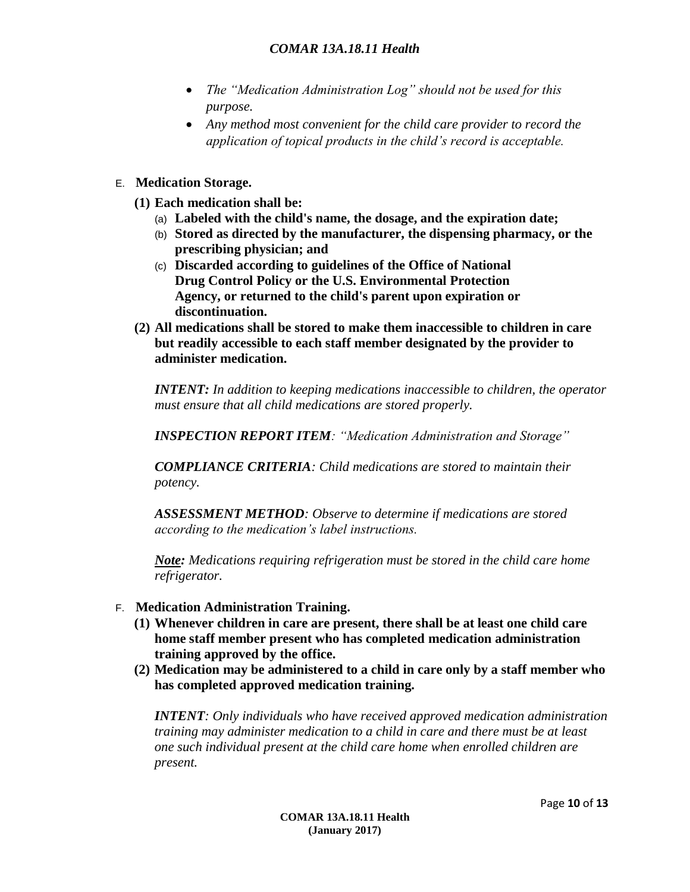- *The "Medication Administration Log" should not be used for this purpose.*
- *Any method most convenient for the child care provider to record the application of topical products in the child's record is acceptable.*

E. **Medication Storage.**

**(1) Each medication shall be:**

(a) **Labeled with the child's name, the dosage, and the expiration date;**

(b) **Stored as directed by the manufacturer, the dispensing pharmacy, or the prescribing physician; and**

(c) **Discarded according to guidelines of the Office of National Drug Control Policy or the U.S. Environmental Protection Agency, or returned to the child's parent upon expiration or discontinuation.**

**(2) All medications shall be stored to make them inaccessible to children in care but readily accessible to each staff member designated by the provider to administer medication.**

***INTENT:*** *In addition to keeping medications inaccessible to children, the operator must ensure that all child medications are stored properly.*

***INSPECTION REPORT ITEM****: "Medication Administration and Storage"*

***COMPLIANCE CRITERIA****: Child medications are stored to maintain their potency.*

***ASSESSMENT METHOD****: Observe to determine if medications are stored according to the medication's label instructions.*

***Note:*** *Medications requiring refrigeration must be stored in the child care home refrigerator.*

F. **Medication Administration Training.**

**(1) Whenever children in care are present, there shall be at least one child care home staff member present who has completed medication administration training approved by the office.**

**(2) Medication may be administered to a child in care only by a staff member who has completed approved medication training.**

***INTENT****: Only individuals who have received approved medication administration training may administer medication to a child in care and there must be at least one such individual present at the child care home when enrolled children are present.*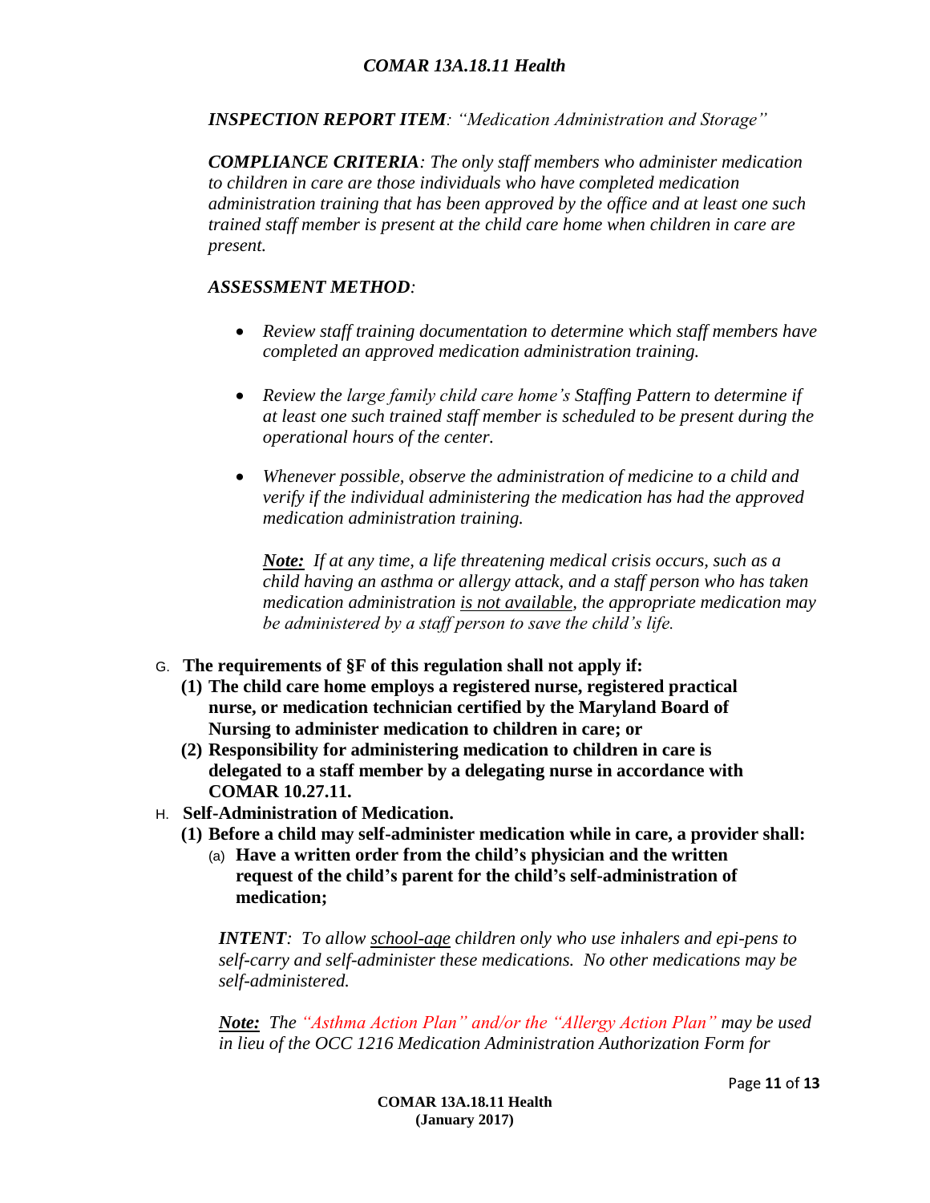***INSPECTION REPORT ITEM**: "Medication Administration and Storage"*

***COMPLIANCE CRITERIA**: The only staff members who administer medication to children in care are those individuals who have completed medication administration training that has been approved by the office and at least one such trained staff member is present at the child care home when children in care are present.*

***ASSESSMENT METHOD**:*

- *Review staff training documentation to determine which staff members have completed an approved medication administration training.*
- *Review the large family child care home's Staffing Pattern to determine if at least one such trained staff member is scheduled to be present during the operational hours of the center.*
- *Whenever possible, observe the administration of medicine to a child and verify if the individual administering the medication has had the approved medication administration training.*

  ***Note:** If at any time, a life threatening medical crisis occurs, such as a child having an asthma or allergy attack, and a staff person who has taken medication administration is not available, the appropriate medication may be administered by a staff person to save the child's life.*

G. **The requirements of §F of this regulation shall not apply if:**

  **(1) The child care home employs a registered nurse, registered practical nurse, or medication technician certified by the Maryland Board of Nursing to administer medication to children in care; or**

  **(2) Responsibility for administering medication to children in care is delegated to a staff member by a delegating nurse in accordance with COMAR 10.27.11.**

H. **Self-Administration of Medication.**

  **(1) Before a child may self-administer medication while in care, a provider shall:**

    (a) **Have a written order from the child's physician and the written request of the child's parent for the child's self-administration of medication;**

    ***INTENT**: To allow school-age children only who use inhalers and epi-pens to self-carry and self-administer these medications. No other medications may be self-administered.*

    ***Note:** The "Asthma Action Plan" and/or the "Allergy Action Plan" may be used in lieu of the OCC 1216 Medication Administration Authorization Form for*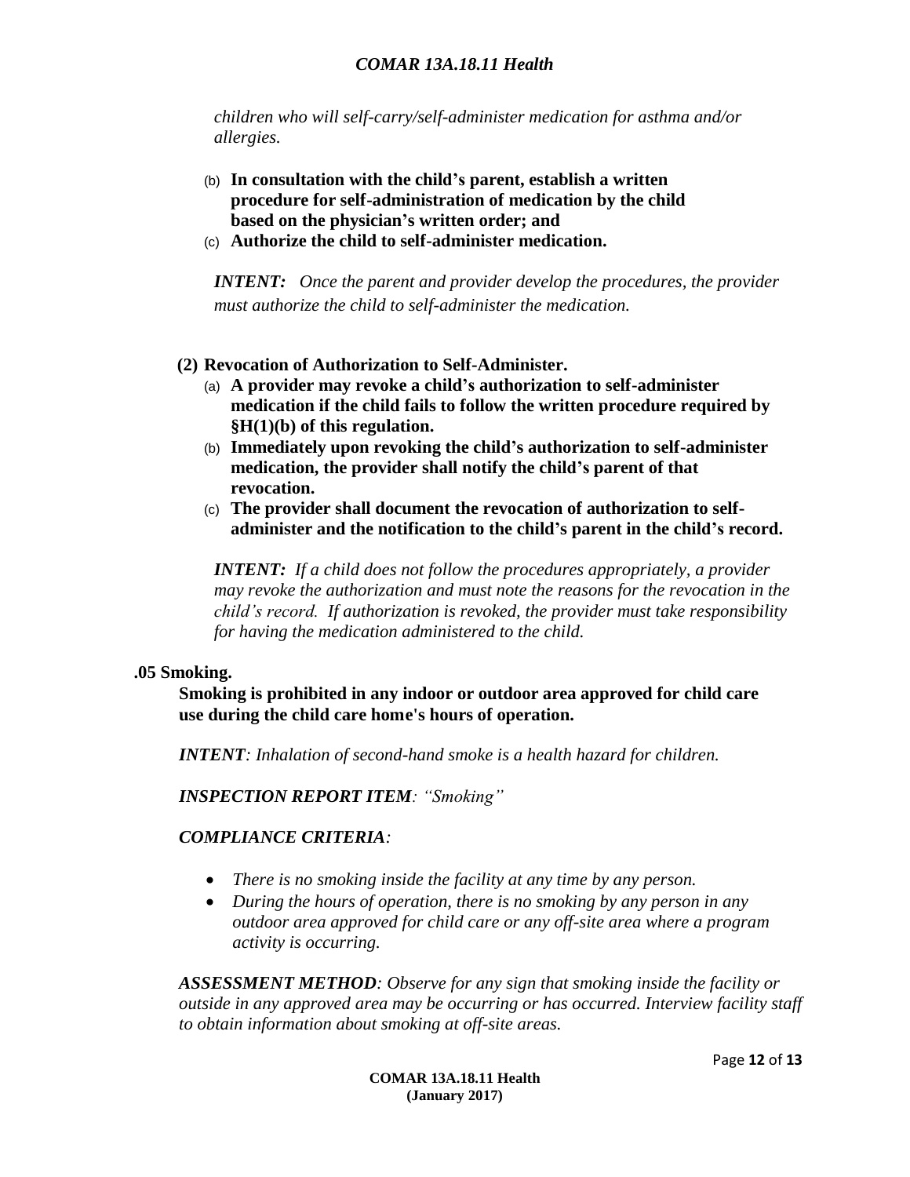*children who will self-carry/self-administer medication for asthma and/or allergies.*

(b) **In consultation with the child's parent, establish a written procedure for self-administration of medication by the child based on the physician's written order; and**

(c) **Authorize the child to self-administer medication.**

***INTENT:*** *Once the parent and provider develop the procedures, the provider must authorize the child to self-administer the medication.*

**(2) Revocation of Authorization to Self-Administer.**

(a) **A provider may revoke a child's authorization to self-administer medication if the child fails to follow the written procedure required by §H(1)(b) of this regulation.**

(b) **Immediately upon revoking the child's authorization to self-administer medication, the provider shall notify the child's parent of that revocation.**

(c) **The provider shall document the revocation of authorization to self-administer and the notification to the child's parent in the child's record.**

***INTENT:*** *If a child does not follow the procedures appropriately, a provider may revoke the authorization and must note the reasons for the revocation in the child's record. If authorization is revoked, the provider must take responsibility for having the medication administered to the child.*

**.05 Smoking.**

**Smoking is prohibited in any indoor or outdoor area approved for child care use during the child care home's hours of operation.**

***INTENT****: Inhalation of second-hand smoke is a health hazard for children.*

***INSPECTION REPORT ITEM****: "Smoking"*

***COMPLIANCE CRITERIA****:*

- *There is no smoking inside the facility at any time by any person.*
- *During the hours of operation, there is no smoking by any person in any outdoor area approved for child care or any off-site area where a program activity is occurring.*

***ASSESSMENT METHOD****: Observe for any sign that smoking inside the facility or outside in any approved area may be occurring or has occurred. Interview facility staff to obtain information about smoking at off-site areas.*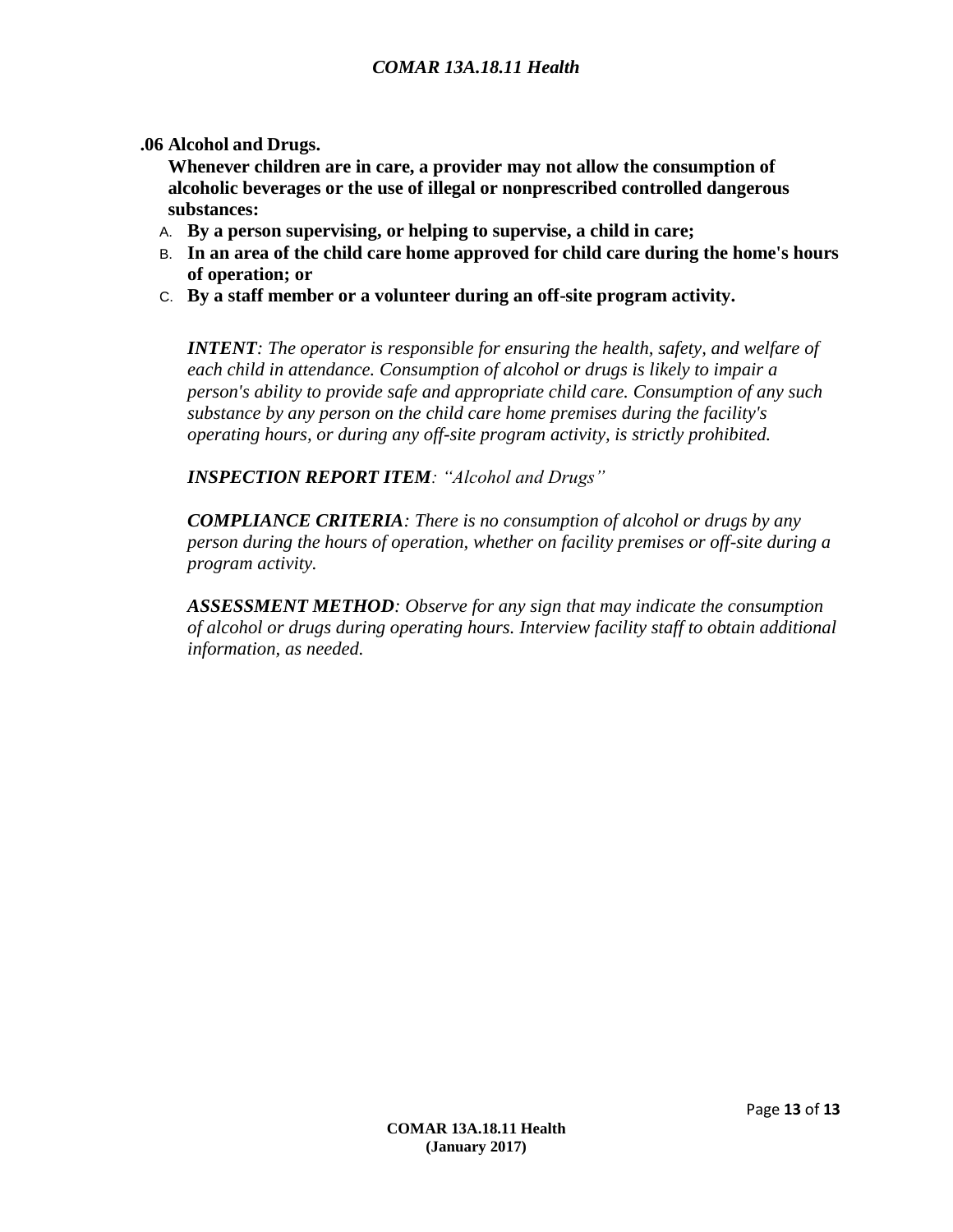**.06 Alcohol and Drugs.**

**Whenever children are in care, a provider may not allow the consumption of alcoholic beverages or the use of illegal or nonprescribed controlled dangerous substances:**

A. **By a person supervising, or helping to supervise, a child in care;**

B. **In an area of the child care home approved for child care during the home's hours of operation; or**

C. **By a staff member or a volunteer during an off-site program activity.**

***INTENT****: The operator is responsible for ensuring the health, safety, and welfare of each child in attendance. Consumption of alcohol or drugs is likely to impair a person's ability to provide safe and appropriate child care. Consumption of any such substance by any person on the child care home premises during the facility's operating hours, or during any off-site program activity, is strictly prohibited.*

***INSPECTION REPORT ITEM****: "Alcohol and Drugs"*

***COMPLIANCE CRITERIA****: There is no consumption of alcohol or drugs by any person during the hours of operation, whether on facility premises or off-site during a program activity.*

***ASSESSMENT METHOD****: Observe for any sign that may indicate the consumption of alcohol or drugs during operating hours. Interview facility staff to obtain additional information, as needed.*